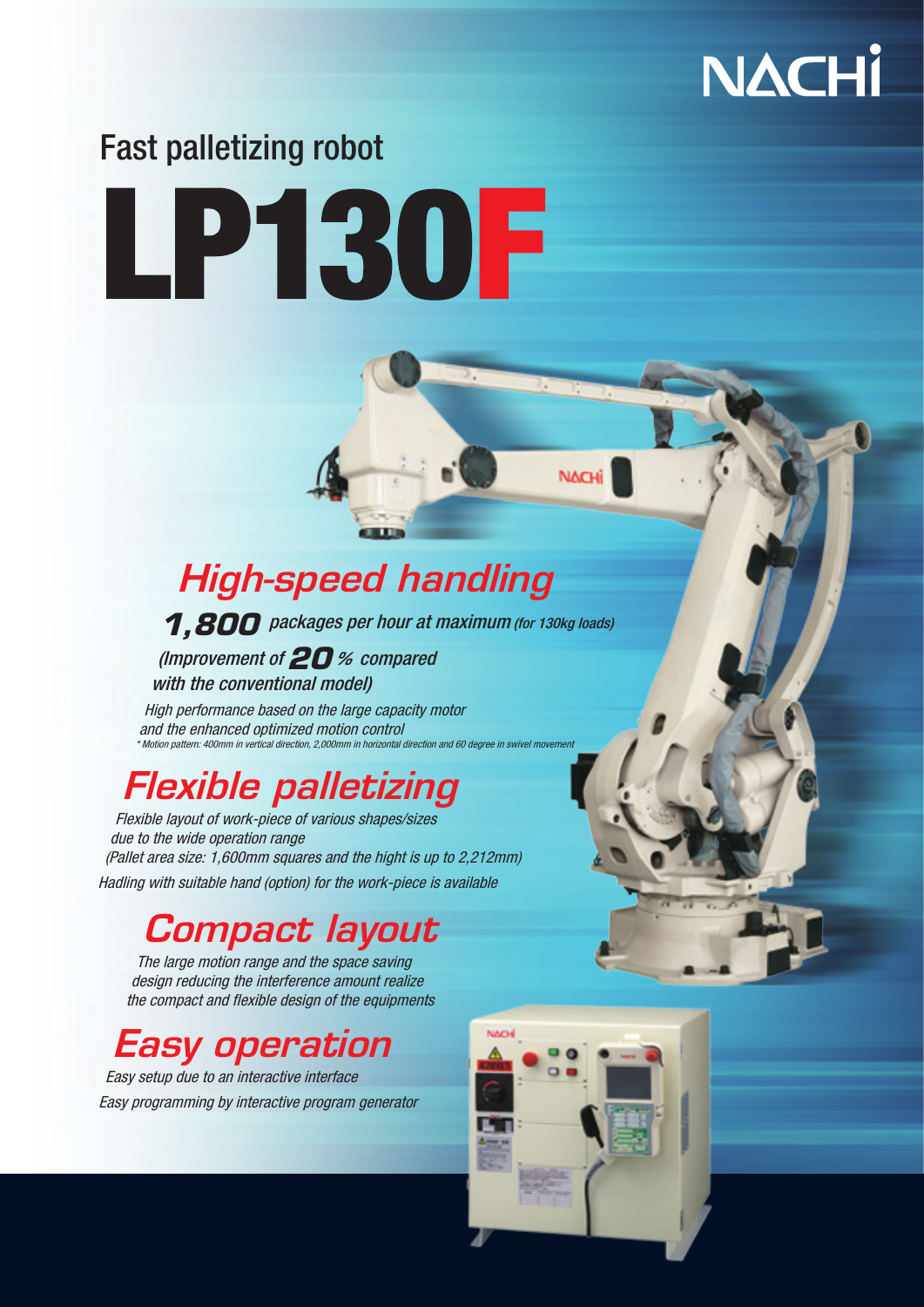NACHI

Fast palletizing robot

# LP130F

## High-speed handling

**1,800** packages per hour at maximum (for 130kg loads)

(Improvement of **20** % compared with the conventional model)

High performance based on the large capacity motor and the enhanced optimized motion control

\* Motion pattern: 400mm in vertical direction, 2,000mm in horizontal direction and 60 degree in swivel movement

## Flexible palletizing

Flexible layout of work-piece of various shapes/sizes due to the wide operation range

(Pallet area size: 1,600mm squares and the hight is up to 2,212mm)

Hadling with suitable hand (option) for the work-piece is available

## Compact layout

The large motion range and the space saving design reducing the interference amount realize the compact and flexible design of the equipments

## Easy operation

Easy setup due to an interactive interface

Easy programming by interactive program generator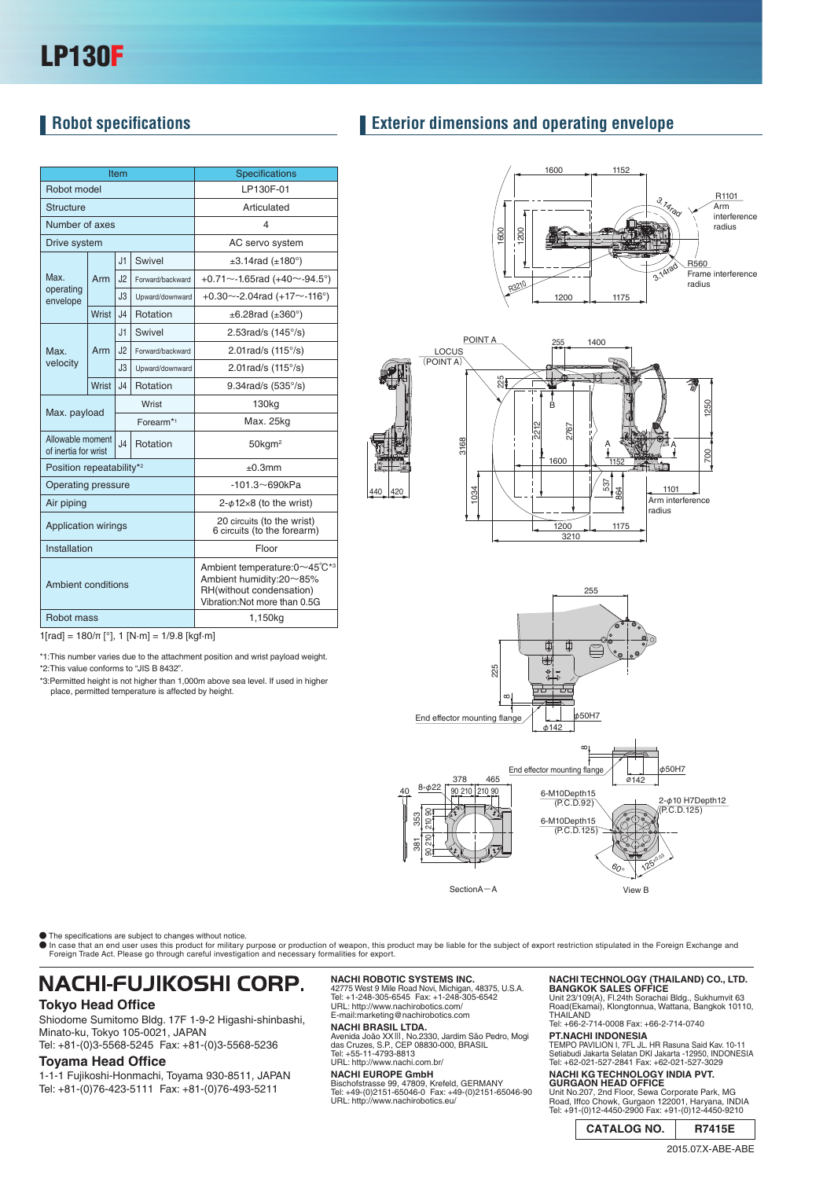# LP130F

## Robot specifications

| Item | | | | Specifications |
|---|---|---|---|---|
| Robot model | | | | LP130F-01 |
| Structure | | | | Articulated |
| Number of axes | | | | 4 |
| Drive system | | | | AC servo system |
| Max. operating envelope | Arm | J1 | Swivel | ±3.14rad (±180°) |
| | | J2 | Forward/backward | +0.71〜-1.65rad (+40〜-94.5°) |
| | | J3 | Upward/downward | +0.30〜-2.04rad (+17〜-116°) |
| | Wrist | J4 | Rotation | ±6.28rad (±360°) |
| Max. velocity | Arm | J1 | Swivel | 2.53rad/s (145°/s) |
| | | J2 | Forward/backward | 2.01rad/s (115°/s) |
| | | J3 | Upward/downward | 2.01rad/s (115°/s) |
| | Wrist | J4 | Rotation | 9.34rad/s (535°/s) |
| Max. payload | | Wrist | | 130kg |
| | | Forearm*1 | | Max. 25kg |
| Allowable moment of inertia for wrist | | J4 | Rotation | 50kgm² |
| Position repeatability*2 | | | | ±0.3mm |
| Operating pressure | | | | -101.3〜690kPa |
| Air piping | | | | 2-φ12×8 (to the wrist) |
| Application wirings | | | | 20 circuits (to the wrist)<br>6 circuits (to the forearm) |
| Installation | | | | Floor |
| Ambient conditions | | | | Ambient temperature:0〜45℃*3<br>Ambient humidity:20〜85% RH(without condensation)<br>Vibration:Not more than 0.5G |
| Robot mass | | | | 1,150kg |

1[rad] = 180/π [°], 1 [N·m] = 1/9.8 [kgf·m]

*1:This number varies due to the attachment position and wrist payload weight.
*2:This value conforms to "JIS B 8432".
*3:Permitted height is not higher than 1,000m above sea level. If used in higher place, permitted temperature is affected by height.

## Exterior dimensions and operating envelope

1600
1152
3.14rad
R1101
Arm interference radius
1600
1200
3.14rad
R560
Frame interference radius
R3210
1200
1175

POINT A
LOCUS (POINT A)
255
1400
225
B
2212
2767
3168
1250
A
A
1600
1152
700
537
864
1034
440
420
1101
Arm interference radius
1200
1175
3210

255
225
8
End effector mounting flange
φ50H7
φ142

8
End effector mounting flange
φ50H7
Ø142
378
465
40
8-φ22
90 210
210 90
353
381
6-M10Depth15 (P.C.D.92)
2-φ10 H7Depth12 (P.C.D.125)
6-M10Depth15 (P.C.D.125)
60°
125
Section A−A
View B

- The specifications are subject to changes without notice.
- In case that an end user uses this product for military purpose or production of weapon, this product may be liable for the subject of export restriction stipulated in the Foreign Exchange and Foreign Trade Act. Please go through careful investigation and necessary formalities for export.

# NACHI-FUJIKOSHI CORP.

### Tokyo Head Office
Shiodome Sumitomo Bldg. 17F 1-9-2 Higashi-shinbashi, Minato-ku, Tokyo 105-0021, JAPAN
Tel: +81-(0)3-5568-5245 Fax: +81-(0)3-5568-5236

### Toyama Head Office
1-1-1 Fujikoshi-Honmachi, Toyama 930-8511, JAPAN
Tel: +81-(0)76-423-5111 Fax: +81-(0)76-493-5211

**NACHI ROBOTIC SYSTEMS INC.**
42775 West 9 Mile Road Novi, Michigan, 48375, U.S.A.
Tel: +1-248-305-6545 Fax: +1-248-305-6542
URL: http://www.nachirobotics.com/
E-mail:marketing@nachirobotics.com

**NACHI BRASIL LTDA.**
Avenida João XXIII, No.2330, Jardim São Pedro, Mogi das Cruzes, S.P., CEP 08830-000, BRASIL
Tel: +55-11-4793-8813
URL: http://www.nachi.com.br/

**NACHI EUROPE GmbH**
Bischofstrasse 99, 47809, Krefeld, GERMANY
Tel: +49-(0)2151-65046-0 Fax: +49-(0)2151-65046-90
URL: http://www.nachirobotics.eu/

**NACHI TECHNOLOGY (THAILAND) CO., LTD. BANGKOK SALES OFFICE**
Unit 23/109(A), Fl.24th Sorachai Bldg., Sukhumvit 63 Road(Ekamai), Klongtonnua, Wattana, Bangkok 10110, THAILAND
Tel: +66-2-714-0008 Fax: +66-2-714-0740

**PT.NACHI INDONESIA**
TEMPO PAVILION I, 7FL JL. HR Rasuna Said Kav. 10-11 Setiabudi Jakarta Selatan DKI Jakarta -12950, INDONESIA
Tel: +62-021-527-2841 Fax: +62-021-527-3029

**NACHI KG TECHNOLOGY INDIA PVT. GURGAON HEAD OFFICE**
Unit No.207, 2nd Floor, Sewa Corporate Park, MG Road, Iffco Chowk, Gurgaon 122001, Haryana, INDIA
Tel: +91-(0)12-4450-2900 Fax: +91-(0)12-4450-9210

| CATALOG NO. | R7415E |
|---|---|

2015.07.X-ABE-ABE